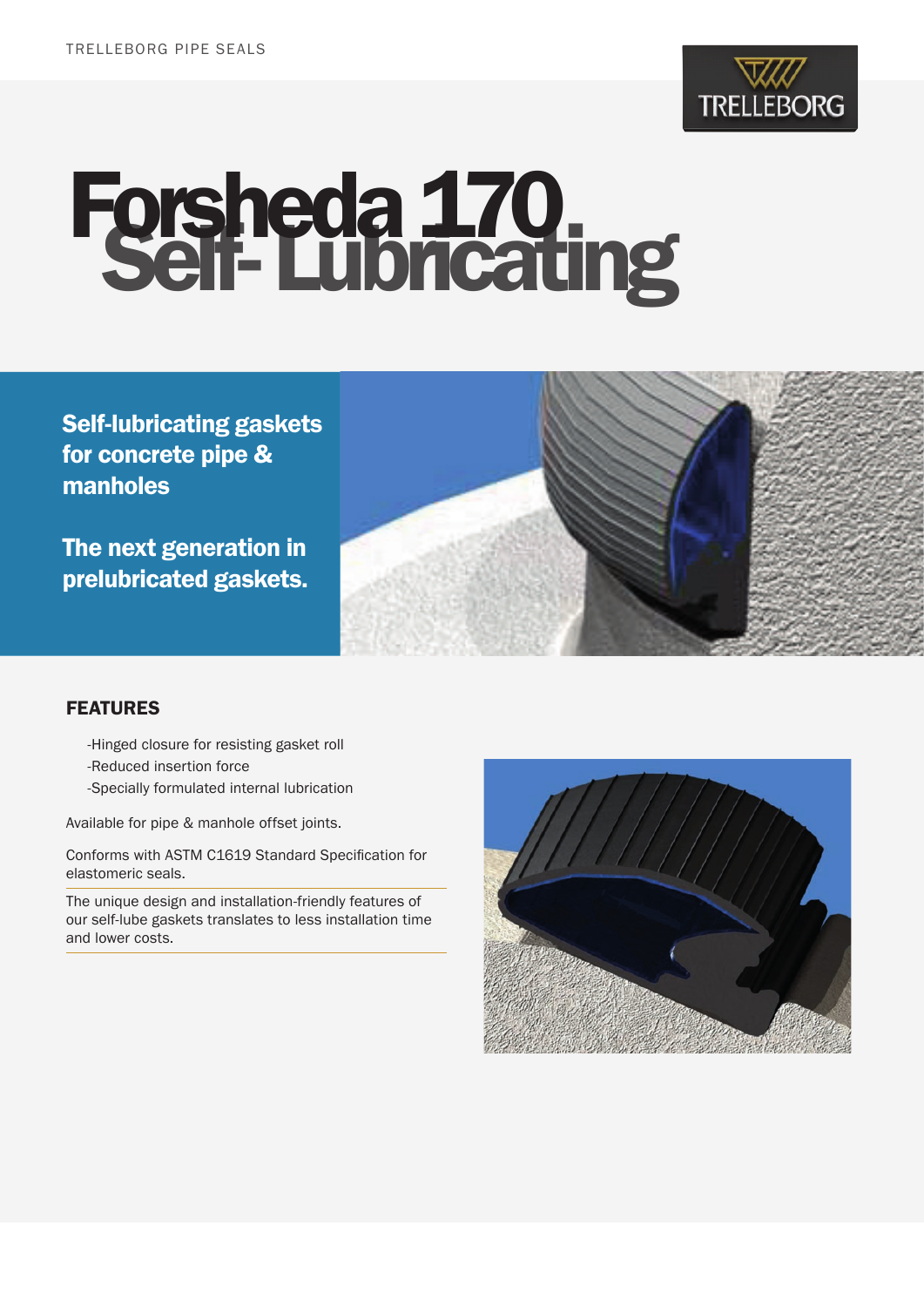# Forsheda 170 Self- Lubricating

**Self-lubricating gaskets for concrete pipe & manholes**

**The next generation in prelubricated gaskets.**

## FEATURES

- -Hinged closure for resisting gasket roll
- -Reduced insertion force
- -Specially formulated internal lubrication

Available for pipe & manhole offset joints.

Conforms with ASTM C1619 Standard Specification for elastomeric seals.

The unique design and installation-friendly features of our self-lube gaskets translates to less installation time and lower costs.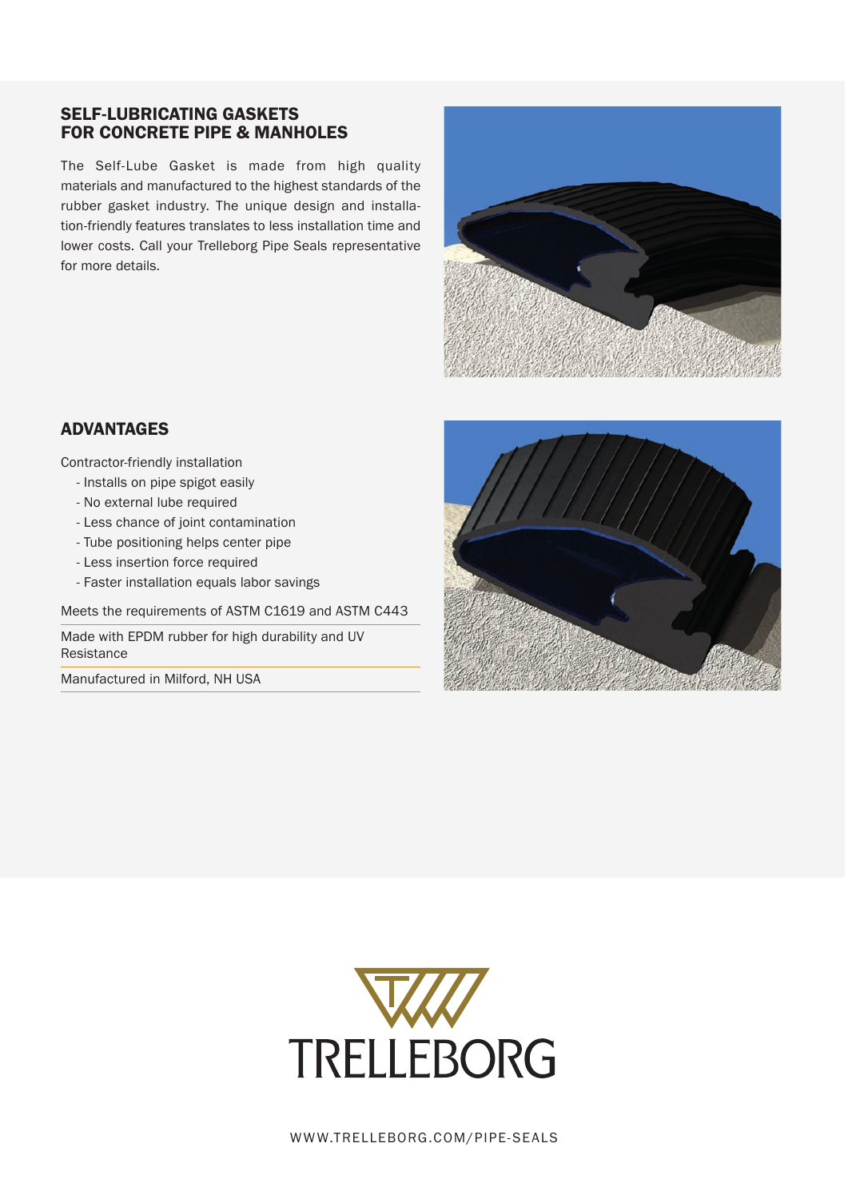## SELF-LUBRICATING GASKETS FOR CONCRETE PIPE & MANHOLES

The Self-Lube Gasket is made from high quality materials and manufactured to the highest standards of the rubber gasket industry. The unique design and installation-friendly features translates to less installation time and lower costs. Call your Trelleborg Pipe Seals representative for more details.

## ADVANTAGES

Contractor-friendly installation

- Installs on pipe spigot easily
- No external lube required
- Less chance of joint contamination
- Tube positioning helps center pipe
- Less insertion force required
- Faster installation equals labor savings

Meets the requirements of ASTM C1619 and ASTM C443

Made with EPDM rubber for high durability and UV Resistance

Manufactured in Milford, NH USA

TRELLEBORG

WWW.TRELLEBORG.COM/PIPE-SEALS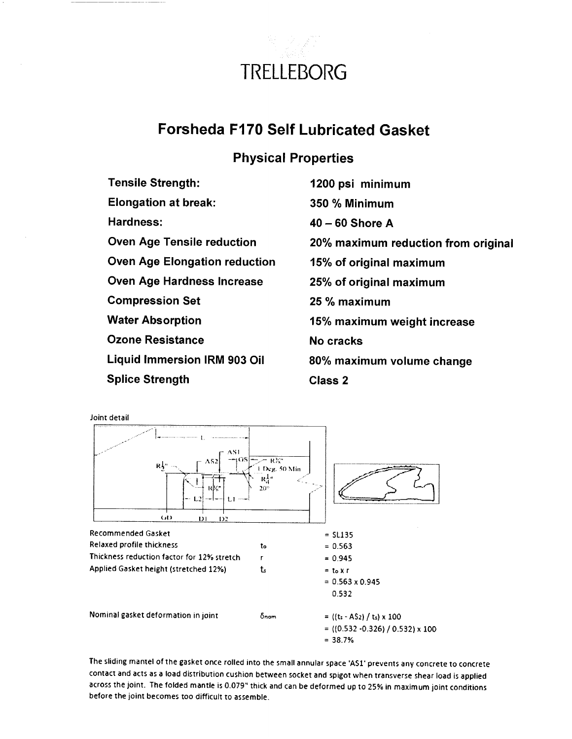# TRELLEBORG

## Forsheda F170 Self Lubricated Gasket

### Physical Properties

| Property | Value |
|---|---|
| **Tensile Strength:** | **1200 psi minimum** |
| **Elongation at break:** | **350 % Minimum** |
| **Hardness:** | **40 – 60 Shore A** |
| **Oven Age Tensile reduction** | **20% maximum reduction from original** |
| **Oven Age Elongation reduction** | **15% of original maximum** |
| **Oven Age Hardness Increase** | **25% of original maximum** |
| **Compression Set** | **25 % maximum** |
| **Water Absorption** | **15% maximum weight increase** |
| **Ozone Resistance** | **No cracks** |
| **Liquid Immersion IRM 903 Oil** | **80% maximum volume change** |
| **Splice Strength** | **Class 2** |

Joint detail

| | | |
|---|---|---|
| Recommended Gasket | | = SL135 |
| Relaxed profile thickness | $t_o$ | = 0.563 |
| Thickness reduction factor for 12% stretch | r | = 0.945 |
| Applied Gasket height (stretched 12%) | $t_s$ | $= t_o \times r$ |
| | | = 0.563 x 0.945 |
| | | 0.532 |
| Nominal gasket deformation in joint | $\delta_{nom}$ | $= ((t_s - AS2) / t_s) \times 100$ |
| | | = ((0.532 -0.326) / 0.532) x 100 |
| | | = 38.7% |

The sliding mantel of the gasket once rolled into the small annular space 'AS1' prevents any concrete to concrete contact and acts as a load distribution cushion between socket and spigot when transverse shear load is applied across the joint. The folded mantle is 0.079" thick and can be deformed up to 25% in maximum joint conditions before the joint becomes too difficult to assemble.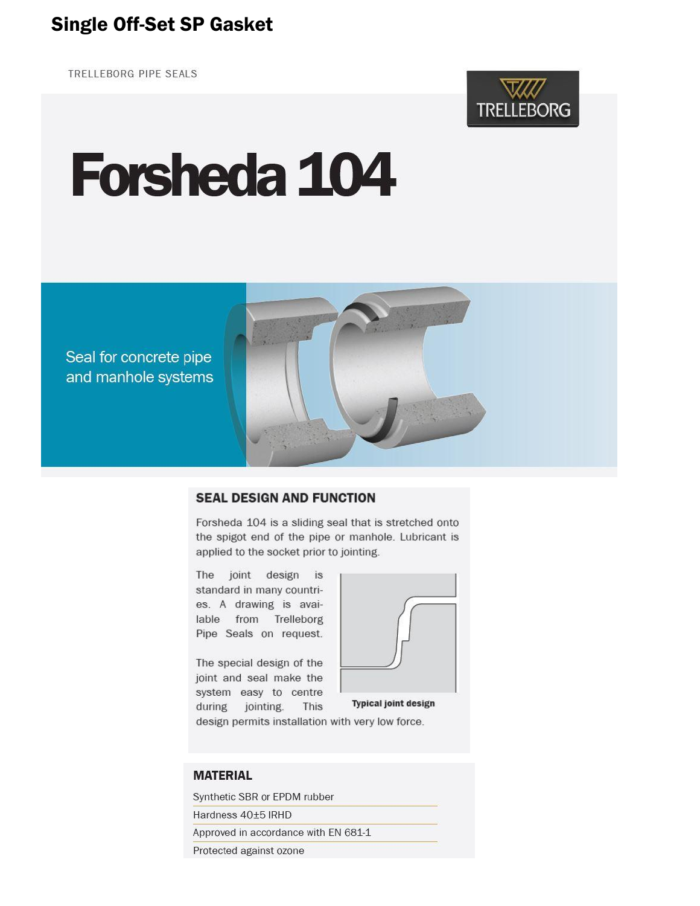# Single Off-Set SP Gasket

TRELLEBORG PIPE SEALS

TRELLEBORG

# Forsheda 104

Seal for concrete pipe and manhole systems

## SEAL DESIGN AND FUNCTION

Forsheda 104 is a sliding seal that is stretched onto the spigot end of the pipe or manhole. Lubricant is applied to the socket prior to jointing.

The joint design is standard in many countries. A drawing is available from Trelleborg Pipe Seals on request.

The special design of the joint and seal make the system easy to centre during jointing. This design permits installation with very low force.

Typical joint design

## MATERIAL

- Synthetic SBR or EPDM rubber
- Hardness 40±5 IRHD
- Approved in accordance with EN 681-1
- Protected against ozone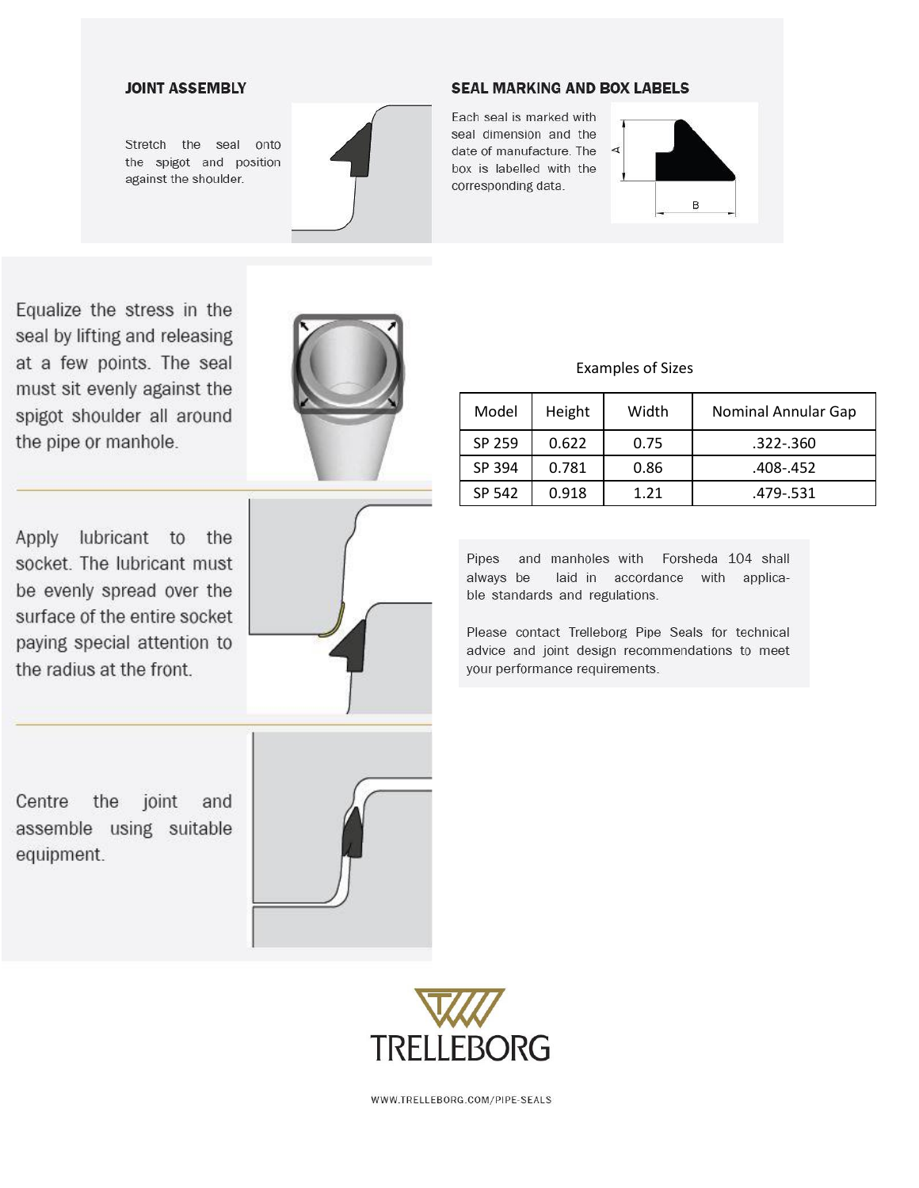## JOINT ASSEMBLY

Stretch the seal onto the spigot and position against the shoulder.

## SEAL MARKING AND BOX LABELS

Each seal is marked with seal dimension and the date of manufacture. The box is labelled with the corresponding data.

Equalize the stress in the seal by lifting and releasing at a few points. The seal must sit evenly against the spigot shoulder all around the pipe or manhole.

Apply lubricant to the socket. The lubricant must be evenly spread over the surface of the entire socket paying special attention to the radius at the front.

Centre the joint and assemble using suitable equipment.

Examples of Sizes

| Model | Height | Width | Nominal Annular Gap |
|---|---|---|---|
| SP 259 | 0.622 | 0.75 | .322-.360 |
| SP 394 | 0.781 | 0.86 | .408-.452 |
| SP 542 | 0.918 | 1.21 | .479-.531 |

Pipes and manholes with Forsheda 104 shall always be laid in accordance with applicable standards and regulations.

Please contact Trelleborg Pipe Seals for technical advice and joint design recommendations to meet your performance requirements.

TRELLEBORG

WWW.TRELLEBORG.COM/PIPE-SEALS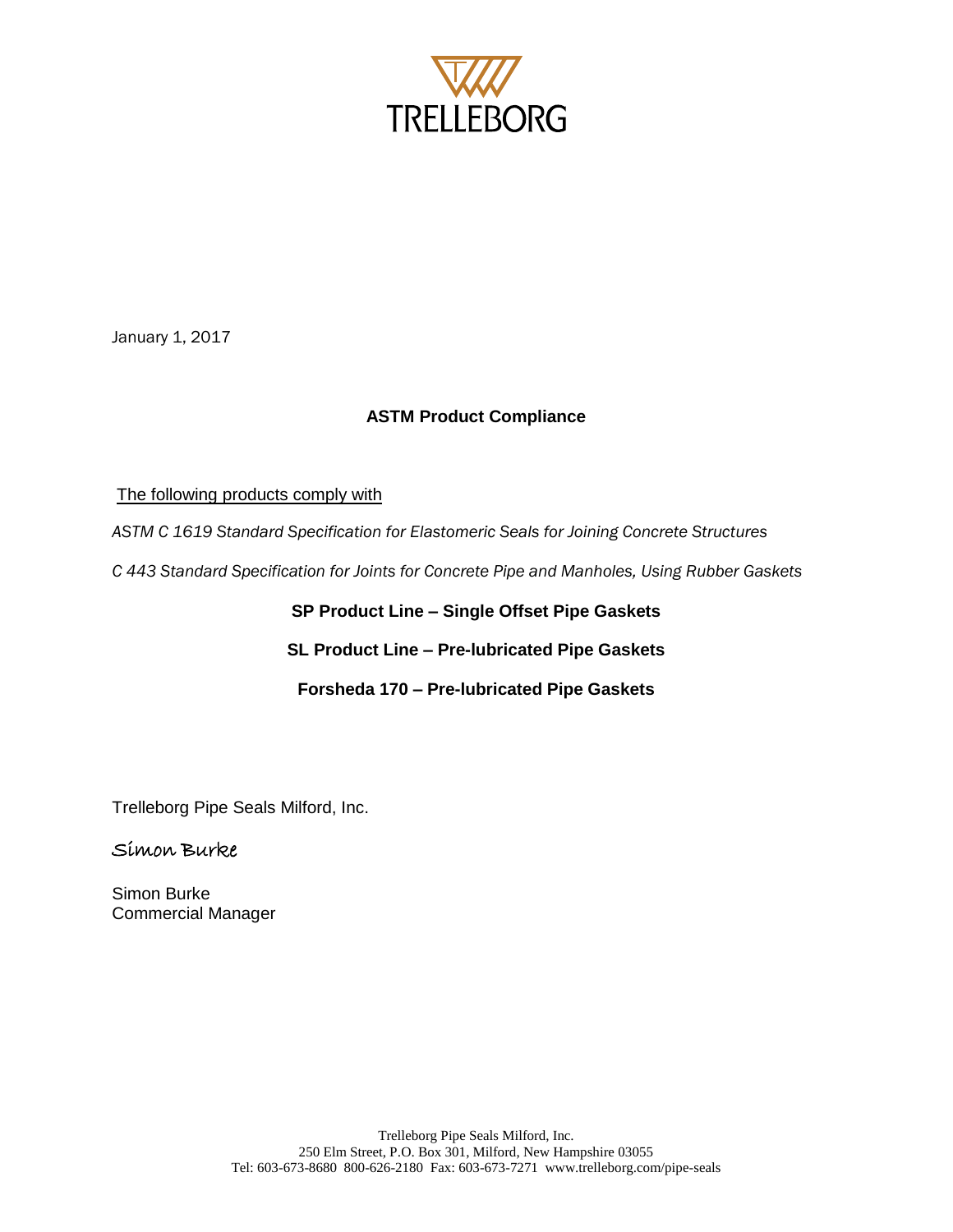TRELLEBORG

January 1, 2017

## ASTM Product Compliance

The following products comply with

*ASTM C 1619 Standard Specification for Elastomeric Seals for Joining Concrete Structures*

*C 443 Standard Specification for Joints for Concrete Pipe and Manholes, Using Rubber Gaskets*

**SP Product Line – Single Offset Pipe Gaskets**

**SL Product Line – Pre-lubricated Pipe Gaskets**

**Forsheda 170 – Pre-lubricated Pipe Gaskets**

Trelleborg Pipe Seals Milford, Inc.

Simon Burke

Simon Burke
Commercial Manager

Trelleborg Pipe Seals Milford, Inc.
250 Elm Street, P.O. Box 301, Milford, New Hampshire 03055
Tel: 603-673-8680 800-626-2180 Fax: 603-673-7271 www.trelleborg.com/pipe-seals